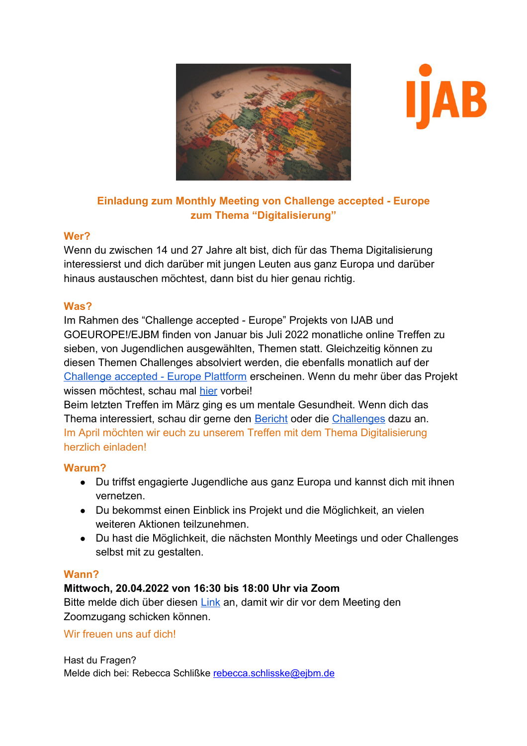**Einladung zum Monthly Meeting von Challenge accepted - Europe zum Thema "Digitalisierung"**

## Wer?

Wenn du zwischen 14 und 27 Jahre alt bist, dich für das Thema Digitalisierung interessierst und dich darüber mit jungen Leuten aus ganz Europa und darüber hinaus austauschen möchtest, dann bist du hier genau richtig.

## Was?

Im Rahmen des "Challenge accepted - Europe" Projekts von IJAB und GOEUROPE!/EJBM finden von Januar bis Juli 2022 monatliche online Treffen zu sieben, von Jugendlichen ausgewählten, Themen statt. Gleichzeitig können zu diesen Themen Challenges absolviert werden, die ebenfalls monatlich auf der Challenge accepted - Europe Plattform erscheinen. Wenn du mehr über das Projekt wissen möchtest, schau mal hier vorbei!

Beim letzten Treffen im März ging es um mentale Gesundheit. Wenn dich das Thema interessiert, schau dir gerne den Bericht oder die Challenges dazu an.

Im April möchten wir euch zu unserem Treffen mit dem Thema Digitalisierung herzlich einladen!

## Warum?

- Du triffst engagierte Jugendliche aus ganz Europa und kannst dich mit ihnen vernetzen.
- Du bekommst einen Einblick ins Projekt und die Möglichkeit, an vielen weiteren Aktionen teilzunehmen.
- Du hast die Möglichkeit, die nächsten Monthly Meetings und oder Challenges selbst mit zu gestalten.

## Wann?

**Mittwoch, 20.04.2022 von 16:30 bis 18:00 Uhr via Zoom**

Bitte melde dich über diesen Link an, damit wir dir vor dem Meeting den Zoomzugang schicken können.

Wir freuen uns auf dich!

Hast du Fragen?
Melde dich bei: Rebecca Schlißke rebecca.schlisske@ejbm.de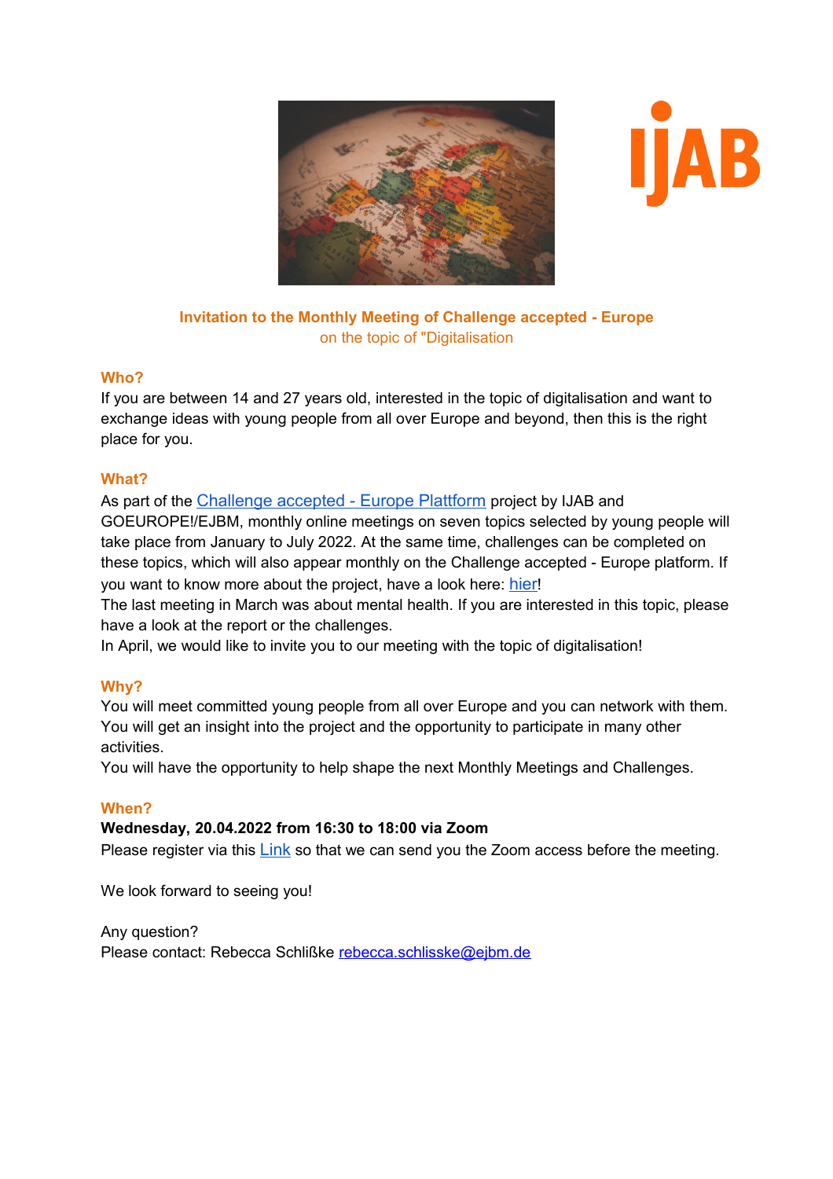**Invitation to the Monthly Meeting of Challenge accepted - Europe**
on the topic of "Digitalisation

## Who?

If you are between 14 and 27 years old, interested in the topic of digitalisation and want to exchange ideas with young people from all over Europe and beyond, then this is the right place for you.

## What?

As part of the Challenge accepted - Europe Plattform project by IJAB and GOEUROPE!/EJBM, monthly online meetings on seven topics selected by young people will take place from January to July 2022. At the same time, challenges can be completed on these topics, which will also appear monthly on the Challenge accepted - Europe platform. If you want to know more about the project, have a look here: hier!

The last meeting in March was about mental health. If you are interested in this topic, please have a look at the report or the challenges.

In April, we would like to invite you to our meeting with the topic of digitalisation!

## Why?

You will meet committed young people from all over Europe and you can network with them. You will get an insight into the project and the opportunity to participate in many other activities.

You will have the opportunity to help shape the next Monthly Meetings and Challenges.

## When?

**Wednesday, 20.04.2022 from 16:30 to 18:00 via Zoom**

Please register via this Link so that we can send you the Zoom access before the meeting.

We look forward to seeing you!

Any question?

Please contact: Rebecca Schlißke rebecca.schlisske@ejbm.de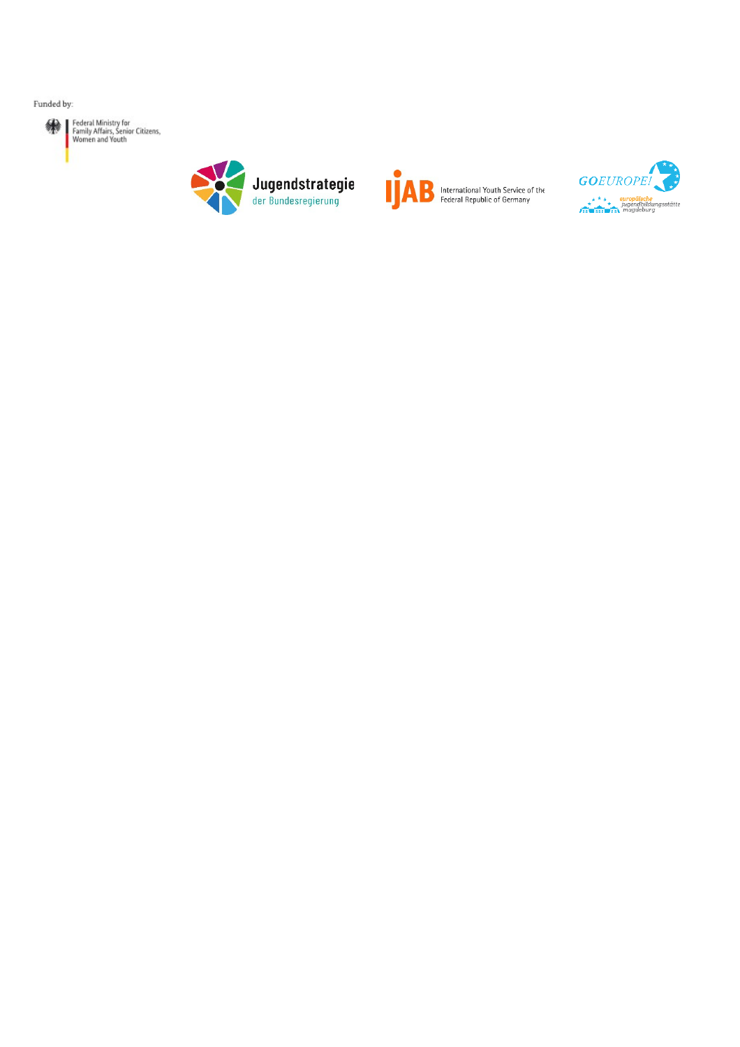Funded by:

Federal Ministry for
Family Affairs, Senior Citizens,
Women and Youth

Jugendstrategie
der Bundesregierung

IJAB International Youth Service of the
Federal Republic of Germany

GOEUROPE!
europäische
jugendbildungsstätte
magdeburg